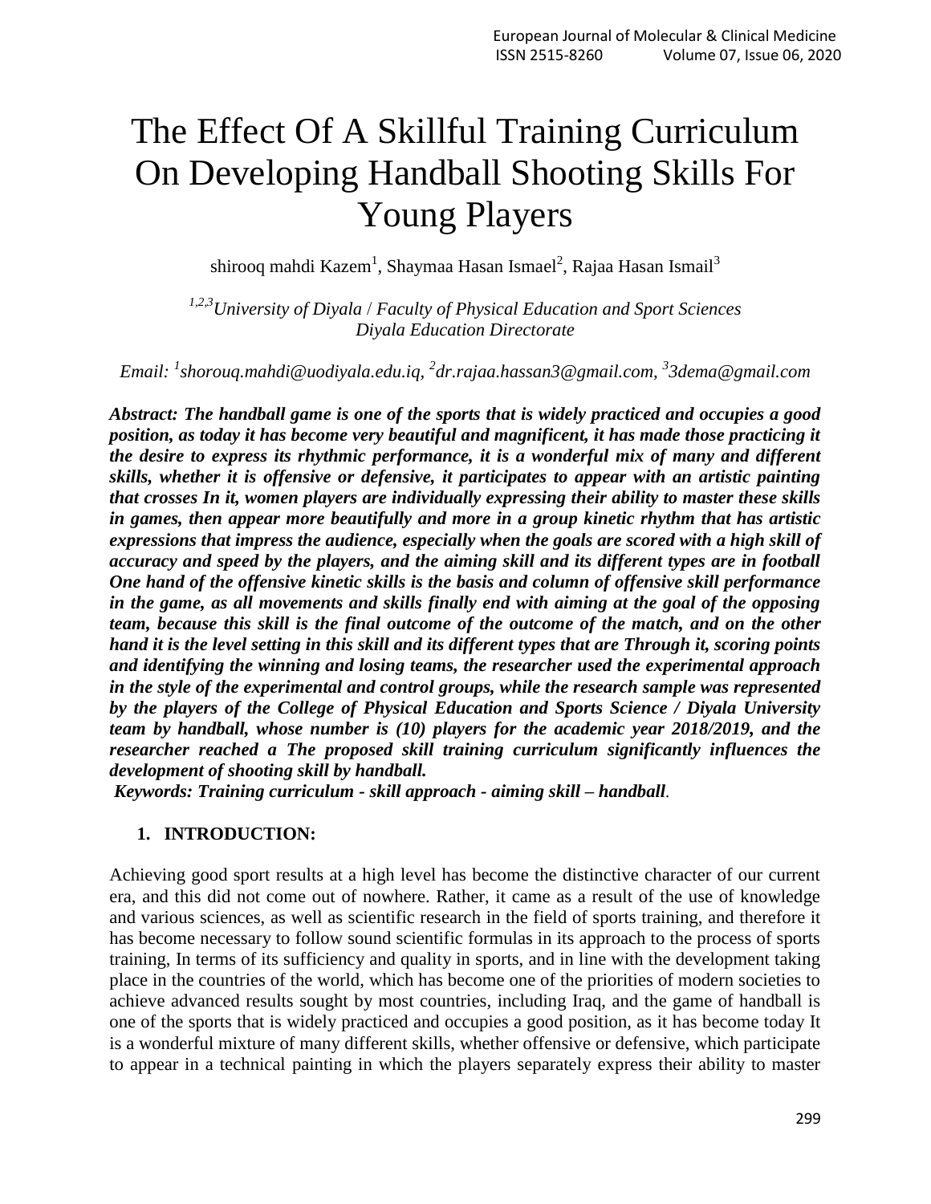# The Effect Of A Skillful Training Curriculum On Developing Handball Shooting Skills For Young Players

shirooq mahdi Kazem[1], Shaymaa Hasan Ismael[2], Rajaa Hasan Ismail[3]

*[1,2,3]University of Diyala / Faculty of Physical Education and Sport Sciences Diyala Education Directorate*

*Email: [1]shorouq.mahdi@uodiyala.edu.iq, [2]dr.rajaa.hassan3@gmail.com, [3]3dema@gmail.com*

***Abstract: The handball game is one of the sports that is widely practiced and occupies a good position, as today it has become very beautiful and magnificent, it has made those practicing it the desire to express its rhythmic performance, it is a wonderful mix of many and different skills, whether it is offensive or defensive, it participates to appear with an artistic painting that crosses In it, women players are individually expressing their ability to master these skills in games, then appear more beautifully and more in a group kinetic rhythm that has artistic expressions that impress the audience, especially when the goals are scored with a high skill of accuracy and speed by the players, and the aiming skill and its different types are in football One hand of the offensive kinetic skills is the basis and column of offensive skill performance in the game, as all movements and skills finally end with aiming at the goal of the opposing team, because this skill is the final outcome of the outcome of the match, and on the other hand it is the level setting in this skill and its different types that are Through it, scoring points and identifying the winning and losing teams, the researcher used the experimental approach in the style of the experimental and control groups, while the research sample was represented by the players of the College of Physical Education and Sports Science / Diyala University team by handball, whose number is (10) players for the academic year 2018/2019, and the researcher reached a The proposed skill training curriculum significantly influences the development of shooting skill by handball.***

***Keywords: Training curriculum - skill approach - aiming skill – handball***.

## 1. INTRODUCTION:

Achieving good sport results at a high level has become the distinctive character of our current era, and this did not come out of nowhere. Rather, it came as a result of the use of knowledge and various sciences, as well as scientific research in the field of sports training, and therefore it has become necessary to follow sound scientific formulas in its approach to the process of sports training, In terms of its sufficiency and quality in sports, and in line with the development taking place in the countries of the world, which has become one of the priorities of modern societies to achieve advanced results sought by most countries, including Iraq, and the game of handball is one of the sports that is widely practiced and occupies a good position, as it has become today It is a wonderful mixture of many different skills, whether offensive or defensive, which participate to appear in a technical painting in which the players separately express their ability to master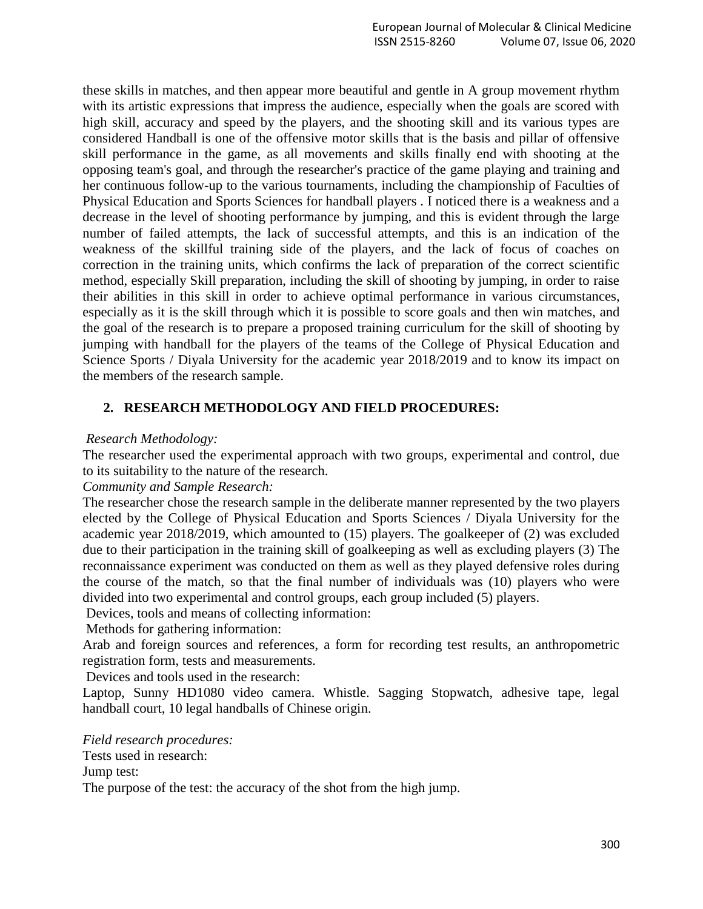these skills in matches, and then appear more beautiful and gentle in A group movement rhythm with its artistic expressions that impress the audience, especially when the goals are scored with high skill, accuracy and speed by the players, and the shooting skill and its various types are considered Handball is one of the offensive motor skills that is the basis and pillar of offensive skill performance in the game, as all movements and skills finally end with shooting at the opposing team's goal, and through the researcher's practice of the game playing and training and her continuous follow-up to the various tournaments, including the championship of Faculties of Physical Education and Sports Sciences for handball players . I noticed there is a weakness and a decrease in the level of shooting performance by jumping, and this is evident through the large number of failed attempts, the lack of successful attempts, and this is an indication of the weakness of the skillful training side of the players, and the lack of focus of coaches on correction in the training units, which confirms the lack of preparation of the correct scientific method, especially Skill preparation, including the skill of shooting by jumping, in order to raise their abilities in this skill in order to achieve optimal performance in various circumstances, especially as it is the skill through which it is possible to score goals and then win matches, and the goal of the research is to prepare a proposed training curriculum for the skill of shooting by jumping with handball for the players of the teams of the College of Physical Education and Science Sports / Diyala University for the academic year 2018/2019 and to know its impact on the members of the research sample.

## 2. RESEARCH METHODOLOGY AND FIELD PROCEDURES:

*Research Methodology:*

The researcher used the experimental approach with two groups, experimental and control, due to its suitability to the nature of the research.

*Community and Sample Research:*

The researcher chose the research sample in the deliberate manner represented by the two players elected by the College of Physical Education and Sports Sciences / Diyala University for the academic year 2018/2019, which amounted to (15) players. The goalkeeper of (2) was excluded due to their participation in the training skill of goalkeeping as well as excluding players (3) The reconnaissance experiment was conducted on them as well as they played defensive roles during the course of the match, so that the final number of individuals was (10) players who were divided into two experimental and control groups, each group included (5) players.

Devices, tools and means of collecting information:

Methods for gathering information:

Arab and foreign sources and references, a form for recording test results, an anthropometric registration form, tests and measurements.

Devices and tools used in the research:

Laptop, Sunny HD1080 video camera. Whistle. Sagging Stopwatch, adhesive tape, legal handball court, 10 legal handballs of Chinese origin.

*Field research procedures:*

Tests used in research:

Jump test:

The purpose of the test: the accuracy of the shot from the high jump.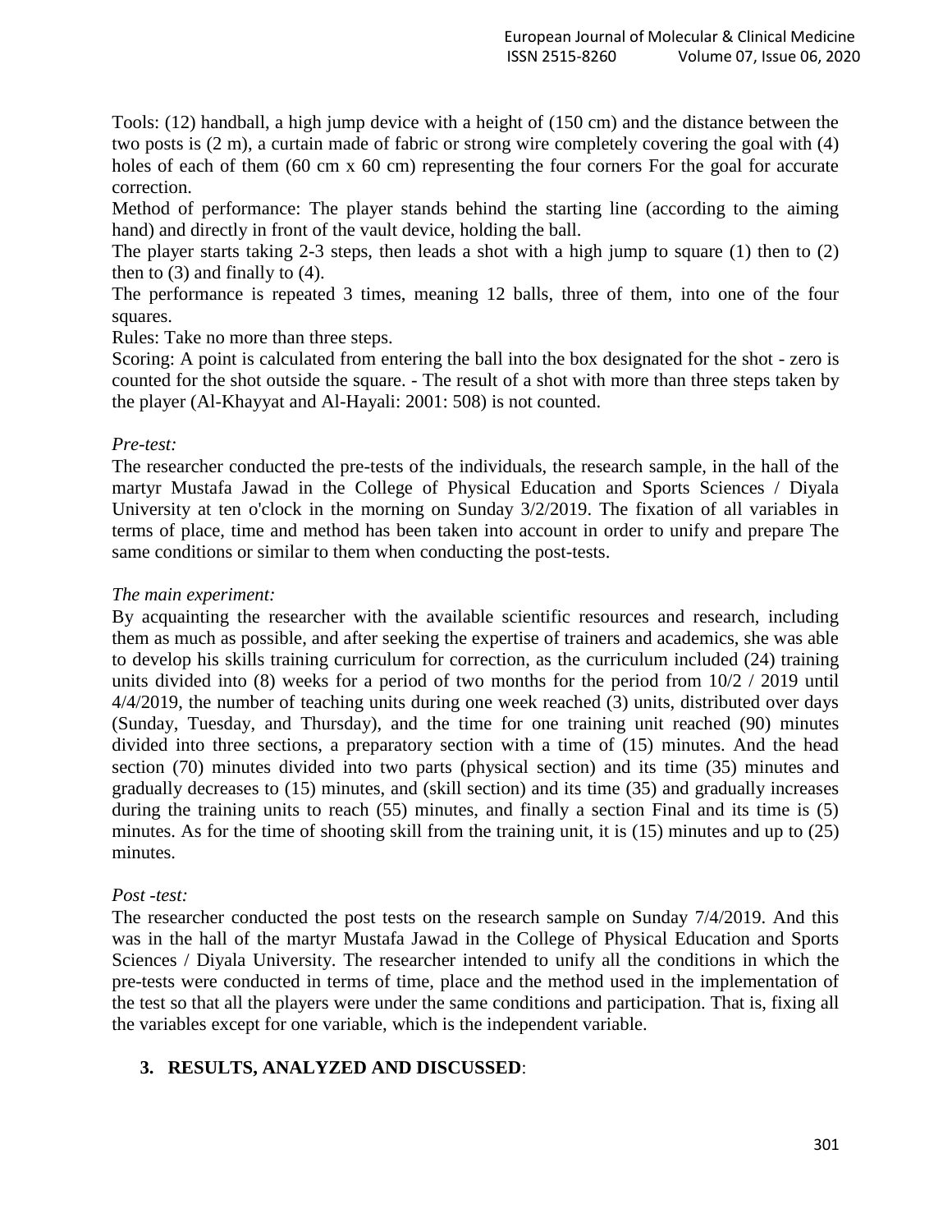Tools: (12) handball, a high jump device with a height of (150 cm) and the distance between the two posts is (2 m), a curtain made of fabric or strong wire completely covering the goal with (4) holes of each of them (60 cm x 60 cm) representing the four corners For the goal for accurate correction.

Method of performance: The player stands behind the starting line (according to the aiming hand) and directly in front of the vault device, holding the ball.

The player starts taking 2-3 steps, then leads a shot with a high jump to square (1) then to (2) then to (3) and finally to (4).

The performance is repeated 3 times, meaning 12 balls, three of them, into one of the four squares.

Rules: Take no more than three steps.

Scoring: A point is calculated from entering the ball into the box designated for the shot - zero is counted for the shot outside the square. - The result of a shot with more than three steps taken by the player (Al-Khayyat and Al-Hayali: 2001: 508) is not counted.

*Pre-test:*

The researcher conducted the pre-tests of the individuals, the research sample, in the hall of the martyr Mustafa Jawad in the College of Physical Education and Sports Sciences / Diyala University at ten o'clock in the morning on Sunday 3/2/2019. The fixation of all variables in terms of place, time and method has been taken into account in order to unify and prepare The same conditions or similar to them when conducting the post-tests.

*The main experiment:*

By acquainting the researcher with the available scientific resources and research, including them as much as possible, and after seeking the expertise of trainers and academics, she was able to develop his skills training curriculum for correction, as the curriculum included (24) training units divided into (8) weeks for a period of two months for the period from 10/2 / 2019 until 4/4/2019, the number of teaching units during one week reached (3) units, distributed over days (Sunday, Tuesday, and Thursday), and the time for one training unit reached (90) minutes divided into three sections, a preparatory section with a time of (15) minutes. And the head section (70) minutes divided into two parts (physical section) and its time (35) minutes and gradually decreases to (15) minutes, and (skill section) and its time (35) and gradually increases during the training units to reach (55) minutes, and finally a section Final and its time is (5) minutes. As for the time of shooting skill from the training unit, it is (15) minutes and up to (25) minutes.

*Post -test:*

The researcher conducted the post tests on the research sample on Sunday 7/4/2019. And this was in the hall of the martyr Mustafa Jawad in the College of Physical Education and Sports Sciences / Diyala University. The researcher intended to unify all the conditions in which the pre-tests were conducted in terms of time, place and the method used in the implementation of the test so that all the players were under the same conditions and participation. That is, fixing all the variables except for one variable, which is the independent variable.

## 3. RESULTS, ANALYZED AND DISCUSSED: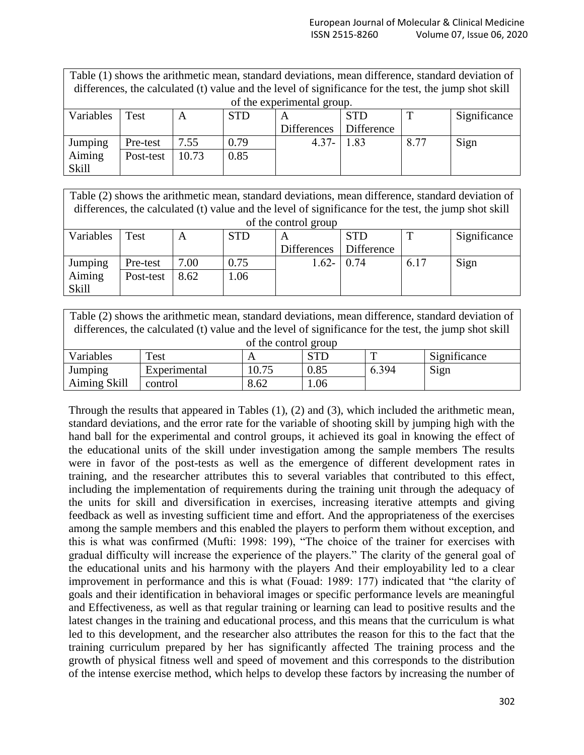Table (1) shows the arithmetic mean, standard deviations, mean difference, standard deviation of differences, the calculated (t) value and the level of significance for the test, the jump shot skill of the experimental group.

| Variables | Test | A | STD | A Differences | STD Difference | T | Significance |
|---|---|---|---|---|---|---|---|
| Jumping Aiming Skill | Pre-test | 7.55 | 0.79 | 4.37- | 1.83 | 8.77 | Sign |
| | Post-test | 10.73 | 0.85 | | | | |

Table (2) shows the arithmetic mean, standard deviations, mean difference, standard deviation of differences, the calculated (t) value and the level of significance for the test, the jump shot skill of the control group

| Variables | Test | A | STD | A Differences | STD Difference | T | Significance |
|---|---|---|---|---|---|---|---|
| Jumping Aiming Skill | Pre-test | 7.00 | 0.75 | 1.62- | 0.74 | 6.17 | Sign |
| | Post-test | 8.62 | 1.06 | | | | |

Table (2) shows the arithmetic mean, standard deviations, mean difference, standard deviation of differences, the calculated (t) value and the level of significance for the test, the jump shot skill of the control group

| Variables | Test | A | STD | T | Significance |
|---|---|---|---|---|---|
| Jumping Aiming Skill | Experimental | 10.75 | 0.85 | 6.394 | Sign |
| | control | 8.62 | 1.06 | | |

Through the results that appeared in Tables (1), (2) and (3), which included the arithmetic mean, standard deviations, and the error rate for the variable of shooting skill by jumping high with the hand ball for the experimental and control groups, it achieved its goal in knowing the effect of the educational units of the skill under investigation among the sample members The results were in favor of the post-tests as well as the emergence of different development rates in training, and the researcher attributes this to several variables that contributed to this effect, including the implementation of requirements during the training unit through the adequacy of the units for skill and diversification in exercises, increasing iterative attempts and giving feedback as well as investing sufficient time and effort. And the appropriateness of the exercises among the sample members and this enabled the players to perform them without exception, and this is what was confirmed (Mufti: 1998: 199), "The choice of the trainer for exercises with gradual difficulty will increase the experience of the players." The clarity of the general goal of the educational units and his harmony with the players And their employability led to a clear improvement in performance and this is what (Fouad: 1989: 177) indicated that "the clarity of goals and their identification in behavioral images or specific performance levels are meaningful and Effectiveness, as well as that regular training or learning can lead to positive results and the latest changes in the training and educational process, and this means that the curriculum is what led to this development, and the researcher also attributes the reason for this to the fact that the training curriculum prepared by her has significantly affected The training process and the growth of physical fitness well and speed of movement and this corresponds to the distribution of the intense exercise method, which helps to develop these factors by increasing the number of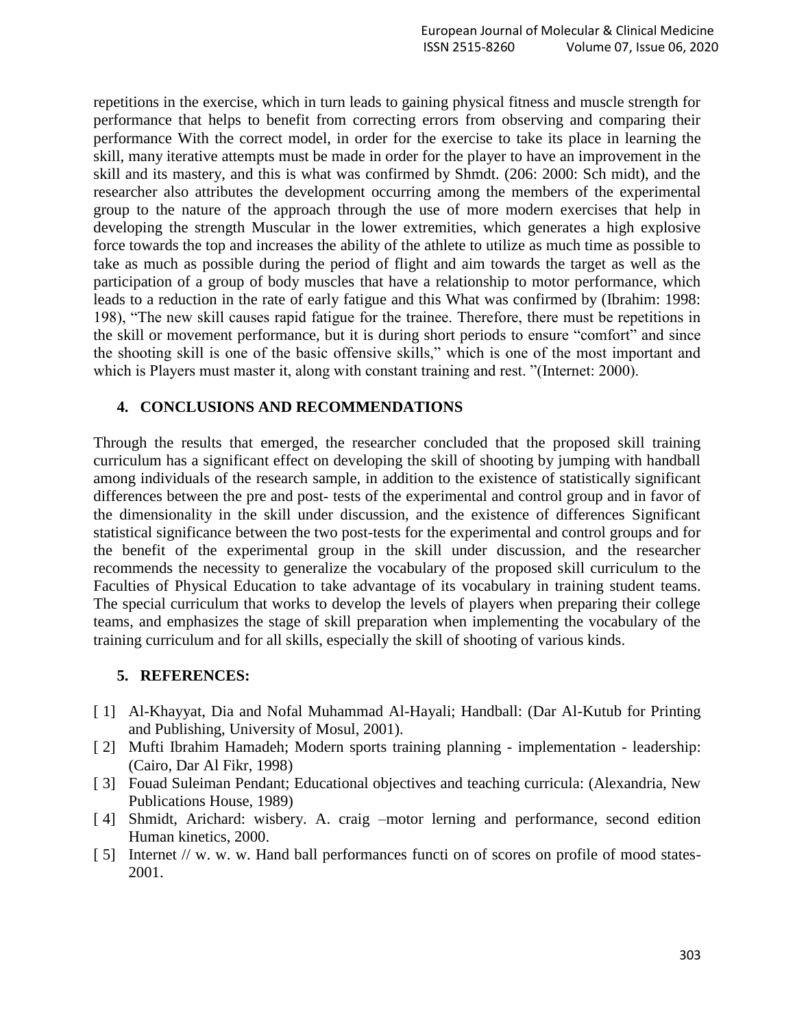repetitions in the exercise, which in turn leads to gaining physical fitness and muscle strength for performance that helps to benefit from correcting errors from observing and comparing their performance With the correct model, in order for the exercise to take its place in learning the skill, many iterative attempts must be made in order for the player to have an improvement in the skill and its mastery, and this is what was confirmed by Shmdt. (206: 2000: Sch midt), and the researcher also attributes the development occurring among the members of the experimental group to the nature of the approach through the use of more modern exercises that help in developing the strength Muscular in the lower extremities, which generates a high explosive force towards the top and increases the ability of the athlete to utilize as much time as possible to take as much as possible during the period of flight and aim towards the target as well as the participation of a group of body muscles that have a relationship to motor performance, which leads to a reduction in the rate of early fatigue and this What was confirmed by (Ibrahim: 1998: 198), "The new skill causes rapid fatigue for the trainee. Therefore, there must be repetitions in the skill or movement performance, but it is during short periods to ensure "comfort" and since the shooting skill is one of the basic offensive skills," which is one of the most important and which is Players must master it, along with constant training and rest. "(Internet: 2000).

## 4. CONCLUSIONS AND RECOMMENDATIONS

Through the results that emerged, the researcher concluded that the proposed skill training curriculum has a significant effect on developing the skill of shooting by jumping with handball among individuals of the research sample, in addition to the existence of statistically significant differences between the pre and post- tests of the experimental and control group and in favor of the dimensionality in the skill under discussion, and the existence of differences Significant statistical significance between the two post-tests for the experimental and control groups and for the benefit of the experimental group in the skill under discussion, and the researcher recommends the necessity to generalize the vocabulary of the proposed skill curriculum to the Faculties of Physical Education to take advantage of its vocabulary in training student teams. The special curriculum that works to develop the levels of players when preparing their college teams, and emphasizes the stage of skill preparation when implementing the vocabulary of the training curriculum and for all skills, especially the skill of shooting of various kinds.

## 5. REFERENCES:

[ 1] Al-Khayyat, Dia and Nofal Muhammad Al-Hayali; Handball: (Dar Al-Kutub for Printing and Publishing, University of Mosul, 2001).

[ 2] Mufti Ibrahim Hamadeh; Modern sports training planning - implementation - leadership: (Cairo, Dar Al Fikr, 1998)

[ 3] Fouad Suleiman Pendant; Educational objectives and teaching curricula: (Alexandria, New Publications House, 1989)

[ 4] Shmidt, Arichard: wisbery. A. craig –motor lerning and performance, second edition Human kinetics, 2000.

[ 5] Internet // w. w. w. Hand ball performances functi on of scores on profile of mood states-2001.